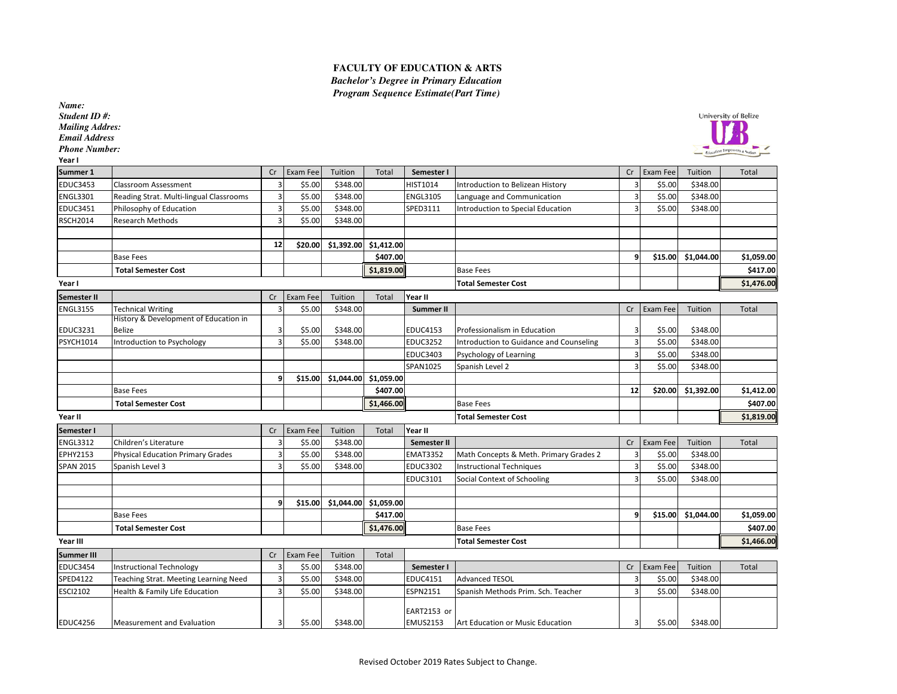**FACULTY OF EDUCATION & ARTS**

***Bachelor's Degree in Primary Education***

***Program Sequence Estimate(Part Time)***

***Name:***
***Student ID #:***
***Mailing Addres:***
***Email Address***
***Phone Number:***

University of Belize

**Year I**

| **Summer 1** | | Cr | Exam Fee | Tuition | Total | **Semester I** | | Cr | Exam Fee | Tuition | Total |
|---|---|---|---|---|---|---|---|---|---|---|---|
| EDUC3453 | Classroom Assessment | 3 | $5.00 | $348.00 | | HIST1014 | Introduction to Belizean History | 3 | $5.00 | $348.00 | |
| ENGL3301 | Reading Strat. Multi-lingual Classrooms | 3 | $5.00 | $348.00 | | ENGL3105 | Language and Communication | 3 | $5.00 | $348.00 | |
| EDUC3451 | Philosophy of Education | 3 | $5.00 | $348.00 | | SPED3111 | Introduction to Special Education | 3 | $5.00 | $348.00 | |
| RSCH2014 | Research Methods | 3 | $5.00 | $348.00 | | | | | | | |
| | | | | | | | | | | | |
| | | **12** | **$20.00** | **$1,392.00** | **$1,412.00** | | | | | | |
| | Base Fees | | | | **$407.00** | | | **9** | **$15.00** | **$1,044.00** | **$1,059.00** |
| | **Total Semester Cost** | | | | **$1,819.00** | | Base Fees | | | | **$417.00** |
| **Year I** | | | | | | | **Total Semester Cost** | | | | **$1,476.00** |

| **Semester II** | | Cr | Exam Fee | Tuition | Total | **Year II** | | | | | |
|---|---|---|---|---|---|---|---|---|---|---|---|
| ENGL3155 | Technical Writing | 3 | $5.00 | $348.00 | | **Summer II** | | Cr | Exam Fee | Tuition | Total |
| EDUC3231 | History & Development of Education in Belize | 3 | $5.00 | $348.00 | | EDUC4153 | Professionalism in Education | 3 | $5.00 | $348.00 | |
| PSYCH1014 | Introduction to Psychology | 3 | $5.00 | $348.00 | | EDUC3252 | Introduction to Guidance and Counseling | 3 | $5.00 | $348.00 | |
| | | | | | | EDUC3403 | Psychology of Learning | 3 | $5.00 | $348.00 | |
| | | | | | | SPAN1025 | Spanish Level 2 | 3 | $5.00 | $348.00 | |
| | | **9** | **$15.00** | **$1,044.00** | **$1,059.00** | | | | | | |
| | Base Fees | | | | **$407.00** | | | **12** | **$20.00** | **$1,392.00** | **$1,412.00** |
| | **Total Semester Cost** | | | | **$1,466.00** | | Base Fees | | | | **$407.00** |
| **Year II** | | | | | | | **Total Semester Cost** | | | | **$1,819.00** |

| **Semester I** | | Cr | Exam Fee | Tuition | Total | **Year II** | | | | | |
|---|---|---|---|---|---|---|---|---|---|---|---|
| ENGL3312 | Children's Literature | 3 | $5.00 | $348.00 | | **Semester II** | | Cr | Exam Fee | Tuition | Total |
| EPHY2153 | Physical Education Primary Grades | 3 | $5.00 | $348.00 | | EMAT3352 | Math Concepts & Meth. Primary Grades 2 | 3 | $5.00 | $348.00 | |
| SPAN 2015 | Spanish Level 3 | 3 | $5.00 | $348.00 | | EDUC3302 | Instructional Techniques | 3 | $5.00 | $348.00 | |
| | | | | | | EDUC3101 | Social Context of Schooling | 3 | $5.00 | $348.00 | |
| | | | | | | | | | | | |
| | | **9** | **$15.00** | **$1,044.00** | **$1,059.00** | | | | | | |
| | Base Fees | | | | **$417.00** | | | **9** | **$15.00** | **$1,044.00** | **$1,059.00** |
| | **Total Semester Cost** | | | | **$1,476.00** | | Base Fees | | | | **$407.00** |
| **Year III** | | | | | | | **Total Semester Cost** | | | | **$1,466.00** |

| **Summer III** | | Cr | Exam Fee | Tuition | Total | | | | | | |
|---|---|---|---|---|---|---|---|---|---|---|---|
| EDUC3454 | Instructional Technology | 3 | $5.00 | $348.00 | | **Semester I** | | Cr | Exam Fee | Tuition | Total |
| SPED4122 | Teaching Strat. Meeting Learning Need | 3 | $5.00 | $348.00 | | EDUC4151 | Advanced TESOL | 3 | $5.00 | $348.00 | |
| ESCI2102 | Health & Family Life Education | 3 | $5.00 | $348.00 | | ESPN2151 | Spanish Methods Prim. Sch. Teacher | 3 | $5.00 | $348.00 | |
| EDUC4256 | Measurement and Evaluation | 3 | $5.00 | $348.00 | | EART2153 or EMUS2153 | Art Education or Music Education | 3 | $5.00 | $348.00 | |

Revised October 2019 Rates Subject to Change.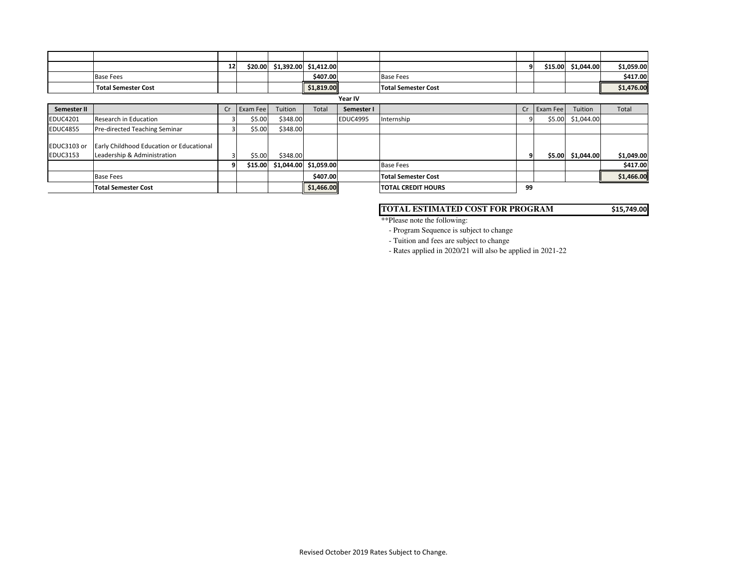| | | | | | | | | | | | |
|---|---|---|---|---|---|---|---|---|---|---|---|
| | | | | | | | | | | | |
| | | 12 | $20.00 | $1,392.00 | $1,412.00 | | | 9 | $15.00 | $1,044.00 | $1,059.00 |
| | Base Fees | | | | $407.00 | | Base Fees | | | | $417.00 |
| | **Total Semester Cost** | | | | **$1,819.00** | | **Total Semester Cost** | | | | **$1,476.00** |

**Year IV**

| Semester II | | Cr | Exam Fee | Tuition | Total | Semester I | | Cr | Exam Fee | Tuition | Total |
|---|---|---|---|---|---|---|---|---|---|---|---|
| EDUC4201 | Research in Education | 3 | $5.00 | $348.00 | | EDUC4995 | Internship | 9 | $5.00 | $1,044.00 | |
| EDUC4855 | Pre-directed Teaching Seminar | 3 | $5.00 | $348.00 | | | | | | | |
| EDUC3103 or EDUC3153 | Early Childhood Education or Educational Leadership & Administration | 3 | $5.00 | $348.00 | | | | 9 | $5.00 | $1,044.00 | $1,049.00 |
| | | 9 | $15.00 | $1,044.00 | $1,059.00 | | Base Fees | | | | $417.00 |
| | Base Fees | | | | $407.00 | | **Total Semester Cost** | | | | **$1,466.00** |
| | **Total Semester Cost** | | | | **$1,466.00** | | **TOTAL CREDIT HOURS** | 99 | | | |

**TOTAL ESTIMATED COST FOR PROGRAM** **$15,749.00**

**Please note the following:

- Program Sequence is subject to change
- Tuition and fees are subject to change
- Rates applied in 2020/21 will also be applied in 2021-22

Revised October 2019 Rates Subject to Change.